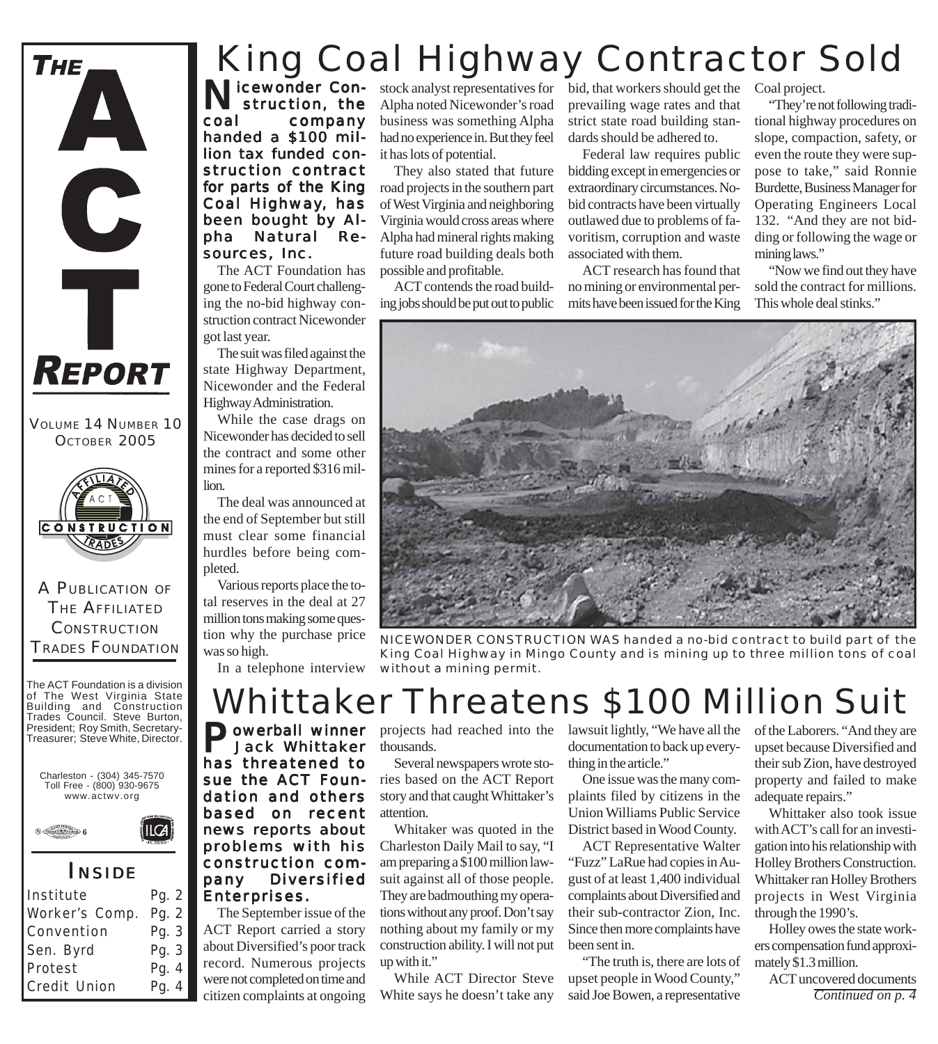# THE ACT REPORT

VOLUME 14 NUMBER 10
OCTOBER 2005

A PUBLICATION OF THE AFFILIATED CONSTRUCTION TRADES FOUNDATION

The ACT Foundation is a division of The West Virginia State Building and Construction Trades Council. Steve Burton, President; Roy Smith, Secretary-Treasurer; Steve White, Director.

Charleston - (304) 345-7570
Toll Free - (800) 930-9675
www.actwv.org

## INSIDE

| | |
|---|---|
| Institute | Pg. 2 |
| Worker's Comp. | Pg. 2 |
| Convention | Pg. 3 |
| Sen. Byrd | Pg. 3 |
| Protest | Pg. 4 |
| Credit Union | Pg. 4 |

# King Coal Highway Contractor Sold

**Nicewonder Construction, the coal company handed a $100 million tax funded construction contract for parts of the King Coal Highway, has been bought by Alpha Natural Resources, Inc.**

The ACT Foundation has gone to Federal Court challenging the no-bid highway construction contract Nicewonder got last year.

The suit was filed against the state Highway Department, Nicewonder and the Federal Highway Administration.

While the case drags on Nicewonder has decided to sell the contract and some other mines for a reported $316 million.

The deal was announced at the end of September but still must clear some financial hurdles before being completed.

Various reports place the total reserves in the deal at 27 million tons making some question why the purchase price was so high.

In a telephone interview stock analyst representatives for Alpha noted Nicewonder's road business was something Alpha had no experience in. But they feel it has lots of potential.

They also stated that future road projects in the southern part of West Virginia and neighboring Virginia would cross areas where Alpha had mineral rights making future road building deals both possible and profitable.

ACT contends the road building jobs should be put out to public bid, that workers should get the prevailing wage rates and that strict state road building standards should be adhered to.

Federal law requires public bidding except in emergencies or extraordinary circumstances. No-bid contracts have been virtually outlawed due to problems of favoritism, corruption and waste associated with them.

ACT research has found that no mining or environmental permits have been issued for the King Coal project.

"They're not following traditional highway procedures on slope, compaction, safety, or even the route they were suppose to take," said Ronnie Burdette, Business Manager for Operating Engineers Local 132. "And they are not bidding or following the wage or mining laws."

"Now we find out they have sold the contract for millions. This whole deal stinks."

NICEWONDER CONSTRUCTION WAS handed a no-bid contract to build part of the King Coal Highway in Mingo County and is mining up to three million tons of coal without a mining permit.

# Whittaker Threatens $100 Million Suit

**Powerball winner Jack Whittaker has threatened to sue the ACT Foundation and others based on recent news reports about problems with his construction company Diversified Enterprises.**

The September issue of the ACT Report carried a story about Diversified's poor track record. Numerous projects were not completed on time and citizen complaints at ongoing projects had reached into the thousands.

Several newspapers wrote stories based on the ACT Report story and that caught Whittaker's attention.

Whitaker was quoted in the Charleston Daily Mail to say, "I am preparing a $100 million lawsuit against all of those people. They are badmouthing my operations without any proof. Don't say nothing about my family or my construction ability. I will not put up with it."

While ACT Director Steve White says he doesn't take any lawsuit lightly, "We have all the documentation to back up everything in the article."

One issue was the many complaints filed by citizens in the Union Williams Public Service District based in Wood County.

ACT Representative Walter "Fuzz" LaRue had copies in August of at least 1,400 individual complaints about Diversified and their sub-contractor Zion, Inc. Since then more complaints have been sent in.

"The truth is, there are lots of upset people in Wood County," said Joe Bowen, a representative of the Laborers. "And they are upset because Diversified and their sub Zion, have destroyed property and failed to make adequate repairs."

Whittaker also took issue with ACT's call for an investigation into his relationship with Holley Brothers Construction. Whittaker ran Holley Brothers projects in West Virginia through the 1990's.

Holley owes the state workers compensation fund approximately $1.3 million.

ACT uncovered documents

*Continued on p. 4*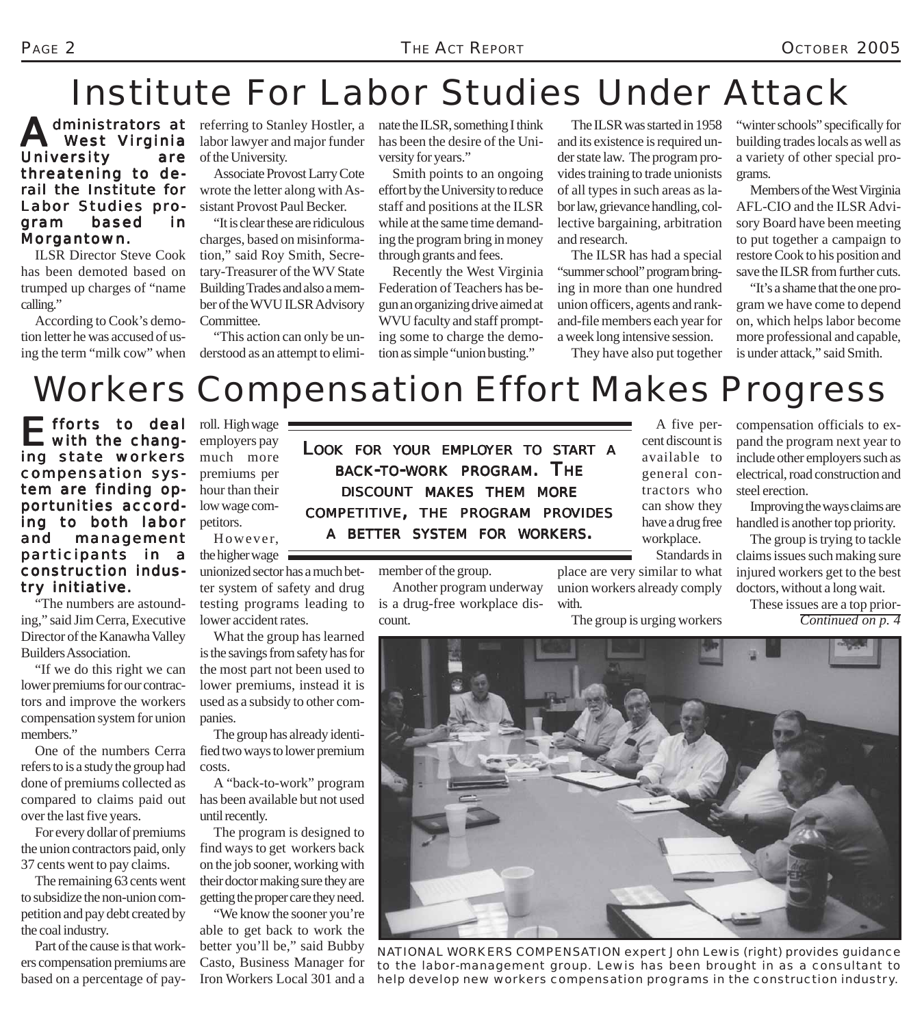# Institute For Labor Studies Under Attack

**Administrators at West Virginia University are threatening to derail the Institute for Labor Studies program based in Morgantown.**

ILSR Director Steve Cook has been demoted based on trumped up charges of "name calling."

According to Cook's demotion letter he was accused of using the term "milk cow" when referring to Stanley Hostler, a labor lawyer and major funder of the University.

Associate Provost Larry Cote wrote the letter along with Assistant Provost Paul Becker.

"It is clear these are ridiculous charges, based on misinformation," said Roy Smith, Secretary-Treasurer of the WV State Building Trades and also a member of the WVU ILSR Advisory Committee.

"This action can only be understood as an attempt to eliminate the ILSR, something I think has been the desire of the University for years."

Smith points to an ongoing effort by the University to reduce staff and positions at the ILSR while at the same time demanding the program bring in money through grants and fees.

Recently the West Virginia Federation of Teachers has begun an organizing drive aimed at WVU faculty and staff prompting some to charge the demotion as simple "union busting."

The ILSR was started in 1958 and its existence is required under state law. The program provides training to trade unionists of all types in such areas as labor law, grievance handling, collective bargaining, arbitration and research.

The ILSR has had a special "summer school" program bringing in more than one hundred union officers, agents and rank-and-file members each year for a week long intensive session.

They have also put together "winter schools" specifically for building trades locals as well as a variety of other special programs.

Members of the West Virginia AFL-CIO and the ILSR Advisory Board have been meeting to put together a campaign to restore Cook to his position and save the ILSR from further cuts.

"It's a shame that the one program we have come to depend on, which helps labor become more professional and capable, is under attack," said Smith.

# Workers Compensation Effort Makes Progress

**Efforts to deal with the changing state workers compensation system are finding opportunities according to both labor and management participants in a construction industry initiative.**

"The numbers are astounding," said Jim Cerra, Executive Director of the Kanawha Valley Builders Association.

"If we do this right we can lower premiums for our contractors and improve the workers compensation system for union members."

One of the numbers Cerra refers to is a study the group had done of premiums collected as compared to claims paid out over the last five years.

For every dollar of premiums the union contractors paid, only 37 cents went to pay claims.

The remaining 63 cents went to subsidize the non-union competition and pay debt created by the coal industry.

Part of the cause is that workers compensation premiums are based on a percentage of payroll. High wage employers pay much more premiums per hour than their low wage competitors.

However, the higher wage unionized sector has a much better system of safety and drug testing programs leading to lower accident rates.

What the group has learned is the savings from safety has for the most part not been used to lower premiums, instead it is used as a subsidy to other companies.

The group has already identified two ways to lower premium costs.

A "back-to-work" program has been available but not used until recently.

The program is designed to find ways to get workers back on the job sooner, working with their doctor making sure they are getting the proper care they need.

"We know the sooner you're able to get back to work the better you'll be," said Bubby Casto, Business Manager for Iron Workers Local 301 and a member of the group.

Another program underway is a drug-free workplace discount.

> **LOOK FOR YOUR EMPLOYER TO START A BACK-TO-WORK PROGRAM. THE DISCOUNT MAKES THEM MORE COMPETITIVE, THE PROGRAM PROVIDES A BETTER SYSTEM FOR WORKERS.**

A five percent discount is available to general contractors who can show they have a drug free workplace.

Standards in place are very similar to what union workers already comply with.

The group is urging workers compensation officials to expand the program next year to include other employers such as electrical, road construction and steel erection.

Improving the ways claims are handled is another top priority.

The group is trying to tackle claims issues such making sure injured workers get to the best doctors, without a long wait.

These issues are a top prior-

*Continued on p. 4*

NATIONAL WORKERS COMPENSATION expert John Lewis (right) provides guidance to the labor-management group. Lewis has been brought in as a consultant to help develop new workers compensation programs in the construction industry.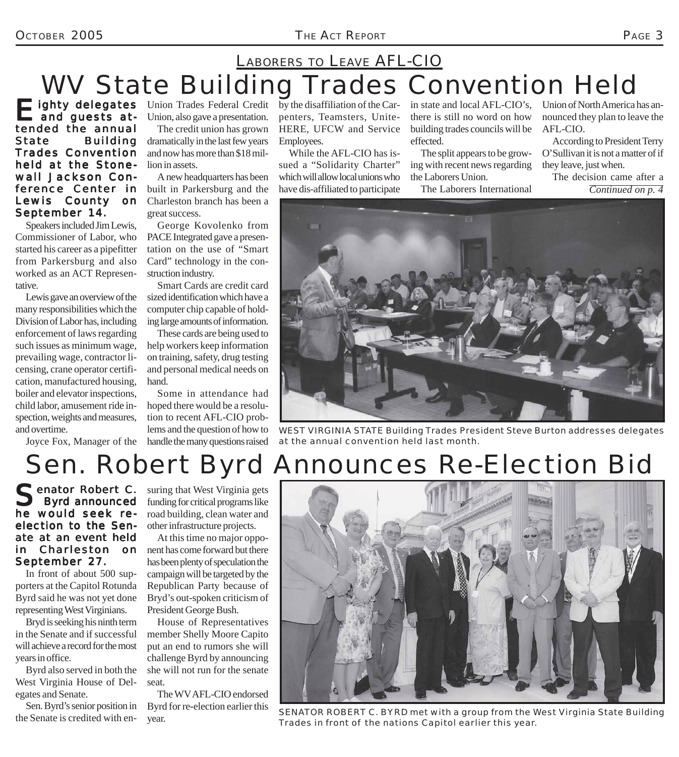## Laborers to Leave AFL-CIO

# WV State Building Trades Convention Held

**Eighty delegates and guests attended the annual State Building Trades Convention held at the Stonewall Jackson Conference Center in Lewis County on September 14.**

Speakers included Jim Lewis, Commissioner of Labor, who started his career as a pipefitter from Parkersburg and also worked as an ACT Representative.

Lewis gave an overview of the many responsibilities which the Division of Labor has, including enforcement of laws regarding such issues as minimum wage, prevailing wage, contractor licensing, crane operator certification, manufactured housing, boiler and elevator inspections, child labor, amusement ride inspection, weights and measures, and overtime.

Joyce Fox, Manager of the Union Trades Federal Credit Union, also gave a presentation.

The credit union has grown dramatically in the last few years and now has more than $18 million in assets.

A new headquarters has been built in Parkersburg and the Charleston branch has been a great success.

George Kovolenko from PACE Integrated gave a presentation on the use of "Smart Card" technology in the construction industry.

Smart Cards are credit card sized identification which have a computer chip capable of holding large amounts of information.

These cards are being used to help workers keep information on training, safety, drug testing and personal medical needs on hand.

Some in attendance had hoped there would be a resolution to recent AFL-CIO problems and the question of how to handle the many questions raised by the disaffiliation of the Carpenters, Teamsters, Unite-HERE, UFCW and Service Employees.

While the AFL-CIO has issued a "Solidarity Charter" which will allow local unions who have dis-affiliated to participate in state and local AFL-CIO's, there is still no word on how building trades councils will be effected.

The split appears to be growing with recent news regarding the Laborers Union.

The Laborers International Union of North America has announced they plan to leave the AFL-CIO.

According to President Terry O'Sullivan it is not a matter of if they leave, just when.

The decision came after a

*Continued on p. 4*

WEST VIRGINIA STATE Building Trades President Steve Burton addresses delegates at the annual convention held last month.

# Sen. Robert Byrd Announces Re-Election Bid

**Senator Robert C. Byrd announced he would seek re-election to the Senate at an event held in Charleston on September 27.**

In front of about 500 supporters at the Capitol Rotunda Byrd said he was not yet done representing West Virginians.

Bryd is seeking his ninth term in the Senate and if successful will achieve a record for the most years in office.

Byrd also served in both the West Virginia House of Delegates and Senate.

Sen. Byrd's senior position in the Senate is credited with ensuring that West Virginia gets funding for critical programs like road building, clean water and other infrastructure projects.

At this time no major opponent has come forward but there has been plenty of speculation the campaign will be targeted by the Republican Party because of Bryd's out-spoken criticism of President George Bush.

House of Representatives member Shelly Moore Capito put an end to rumors she will challenge Byrd by announcing she will not run for the senate seat.

The WV AFL-CIO endorsed Byrd for re-election earlier this year.

SENATOR ROBERT C. BYRD met with a group from the West Virginia State Building Trades in front of the nations Capitol earlier this year.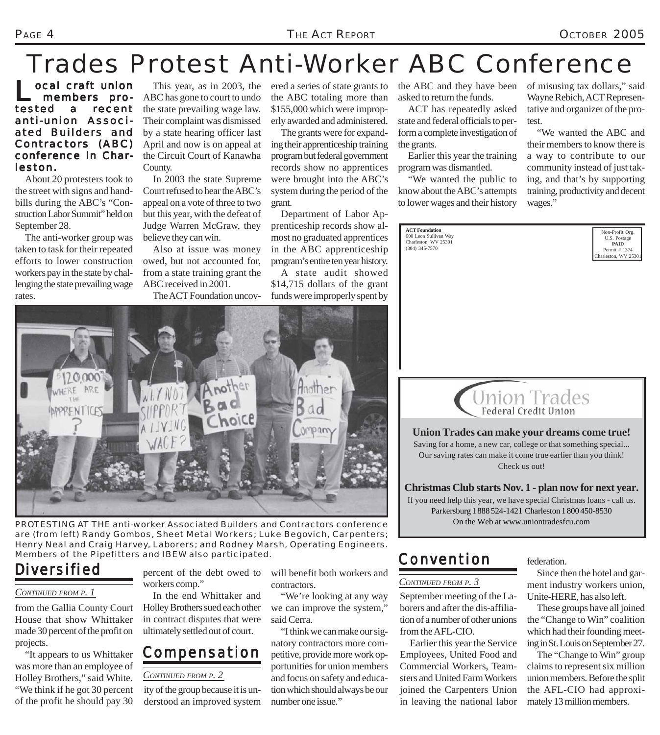# Trades Protest Anti-Worker ABC Conference

**Local craft union members protested a recent anti-union Associated Builders and Contractors (ABC) conference in Charleston.**

About 20 protesters took to the street with signs and handbills during the ABC's "Construction Labor Summit" held on September 28.

The anti-worker group was taken to task for their repeated efforts to lower construction workers pay in the state by challenging the state prevailing wage rates.

This year, as in 2003, the ABC has gone to court to undo the state prevailing wage law. Their complaint was dismissed by a state hearing officer last April and now is on appeal at the Circuit Court of Kanawha County.

In 2003 the state Supreme Court refused to hear the ABC's appeal on a vote of three to two but this year, with the defeat of Judge Warren McGraw, they believe they can win.

Also at issue was money owed, but not accounted for, from a state training grant the ABC received in 2001.

The ACT Foundation uncovered a series of state grants to the ABC totaling more than $155,000 which were improperly awarded and administered.

The grants were for expanding their apprenticeship training program but federal government records show no apprentices were brought into the ABC's system during the period of the grant.

Department of Labor Apprenticeship records show almost no graduated apprentices in the ABC apprenticeship program's entire ten year history.

A state audit showed $14,715 dollars of the grant funds were improperly spent by the ABC and they have been asked to return the funds.

ACT has repeatedly asked state and federal officials to perform a complete investigation of the grants.

Earlier this year the training program was dismantled.

"We wanted the public to know about the ABC's attempts to lower wages and their history of misusing tax dollars," said Wayne Rebich, ACT Representative and organizer of the protest.

"We wanted the ABC and their members to know there is a way to contribute to our community instead of just taking, and that's by supporting training, productivity and decent wages."

PROTESTING AT THE anti-worker Associated Builders and Contractors conference are (from left) Randy Gombos, Sheet Metal Workers; Luke Begovich, Carpenters; Henry Neal and Craig Harvey, Laborers; and Rodney Marsh, Operating Engineers. Members of the Pipefitters and IBEW also participated.

**ACT Foundation**
600 Leon Sullivan Way
Charleston, WV 25301
(304) 345-7570

Non-Profit Org.
U.S. Postage
**PAID**
Permit # 1374
Charleston, WV 25301

Union Trades
Federal Credit Union

**Union Trades can make your dreams come true!**
Saving for a home, a new car, college or that something special...
Our saving rates can make it come true earlier than you think!
Check us out!

**Christmas Club starts Nov. 1 - plan now for next year.**
If you need help this year, we have special Christmas loans - call us.
Parkersburg 1 888 524-1421 Charleston 1 800 450-8530
On the Web at www.uniontradesfcu.com

## Diversified

*CONTINUED FROM P. 1*

from the Gallia County Court House that show Whittaker made 30 percent of the profit on projects.

"It appears to us Whittaker was more than an employee of Holley Brothers," said White. "We think if he got 30 percent of the profit he should pay 30 percent of the debt owed to workers comp."

In the end Whittaker and Holley Brothers sued each other in contract disputes that were ultimately settled out of court.

## Compensation

*CONTINUED FROM P. 2*

ity of the group because it is understood an improved system will benefit both workers and contractors.

"We're looking at any way we can improve the system," said Cerra.

"I think we can make our signatory contractors more competitive, provide more work opportunities for union members and focus on safety and education which should always be our number one issue."

## Convention

*CONTINUED FROM P. 3*

September meeting of the Laborers and after the dis-affiliation of a number of other unions from the AFL-CIO.

Earlier this year the Service Employees, United Food and Commercial Workers, Teamsters and United Farm Workers joined the Carpenters Union in leaving the national labor federation.

Since then the hotel and garment industry workers union, Unite-HERE, has also left.

These groups have all joined the "Change to Win" coalition which had their founding meeting in St. Louis on September 27.

The "Change to Win" group claims to represent six million union members. Before the split the AFL-CIO had approximately 13 million members.